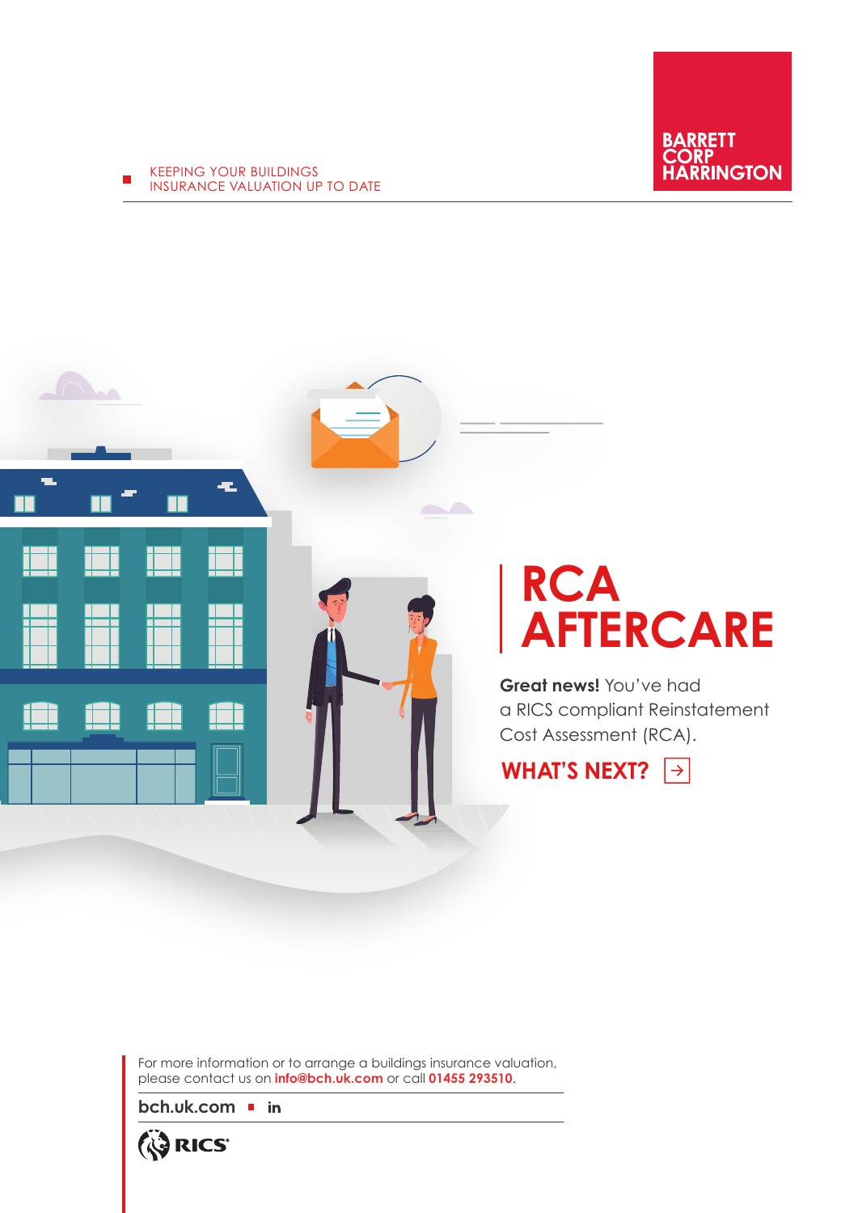KEEPING YOUR BUILDINGS INSURANCE VALUATION UP TO DATE

BARRETT CORP HARRINGTON

# RCA AFTERCARE

**Great news!** You've had a RICS compliant Reinstatement Cost Assessment (RCA).

**WHAT'S NEXT?** →

For more information or to arrange a buildings insurance valuation, please contact us on **info@bch.uk.com** or call **01455 293510**.

**bch.uk.com** ■ **in**

RICS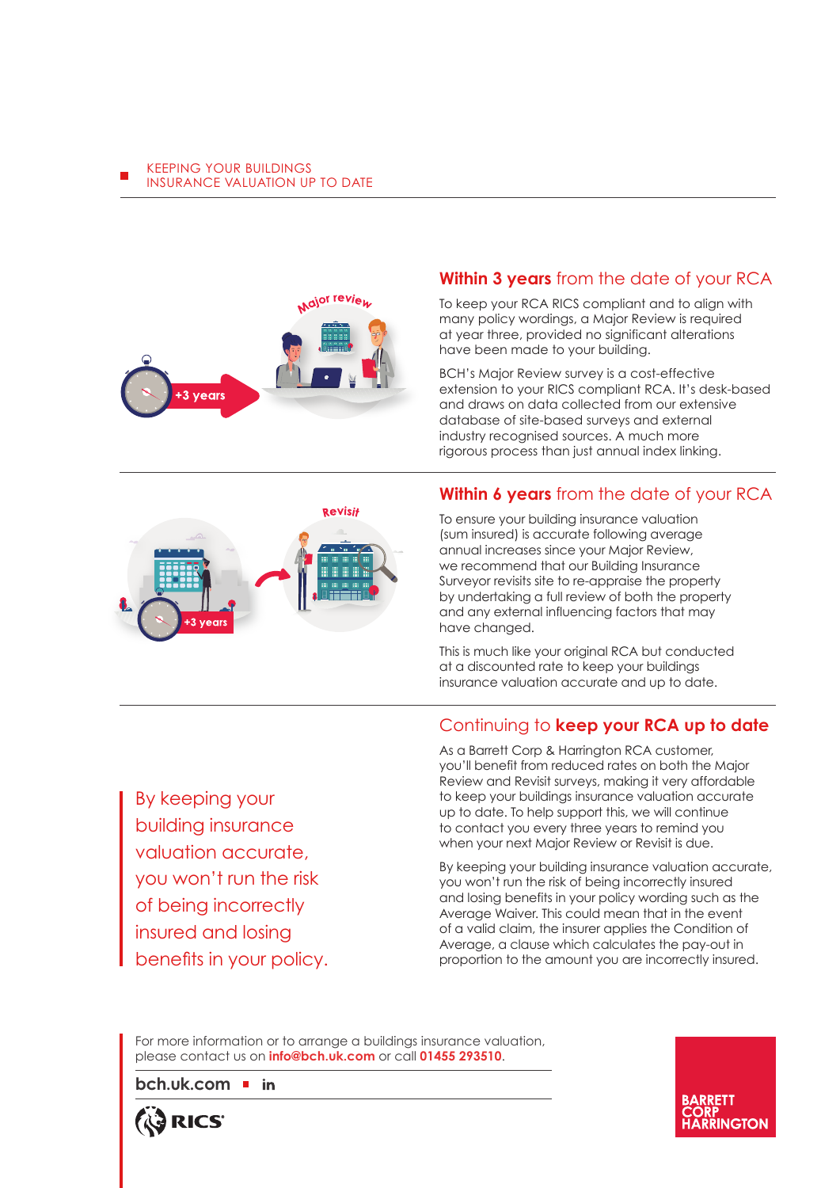KEEPING YOUR BUILDINGS INSURANCE VALUATION UP TO DATE

Major review

+3 years

## Within 3 years from the date of your RCA

To keep your RCA RICS compliant and to align with many policy wordings, a Major Review is required at year three, provided no significant alterations have been made to your building.

BCH's Major Review survey is a cost-effective extension to your RICS compliant RCA. It's desk-based and draws on data collected from our extensive database of site-based surveys and external industry recognised sources. A much more rigorous process than just annual index linking.

Revisit

+3 years

## Within 6 years from the date of your RCA

To ensure your building insurance valuation (sum insured) is accurate following average annual increases since your Major Review, we recommend that our Building Insurance Surveyor revisits site to re-appraise the property by undertaking a full review of both the property and any external influencing factors that may have changed.

This is much like your original RCA but conducted at a discounted rate to keep your buildings insurance valuation accurate and up to date.

## Continuing to keep your RCA up to date

By keeping your building insurance valuation accurate, you won't run the risk of being incorrectly insured and losing benefits in your policy.

As a Barrett Corp & Harrington RCA customer, you'll benefit from reduced rates on both the Major Review and Revisit surveys, making it very affordable to keep your buildings insurance valuation accurate up to date. To help support this, we will continue to contact you every three years to remind you when your next Major Review or Revisit is due.

By keeping your building insurance valuation accurate, you won't run the risk of being incorrectly insured and losing benefits in your policy wording such as the Average Waiver. This could mean that in the event of a valid claim, the insurer applies the Condition of Average, a clause which calculates the pay-out in proportion to the amount you are incorrectly insured.

For more information or to arrange a buildings insurance valuation, please contact us on **info@bch.uk.com** or call **01455 293510**.

**bch.uk.com** ■ **in**

RICS

BARRETT CORP HARRINGTON